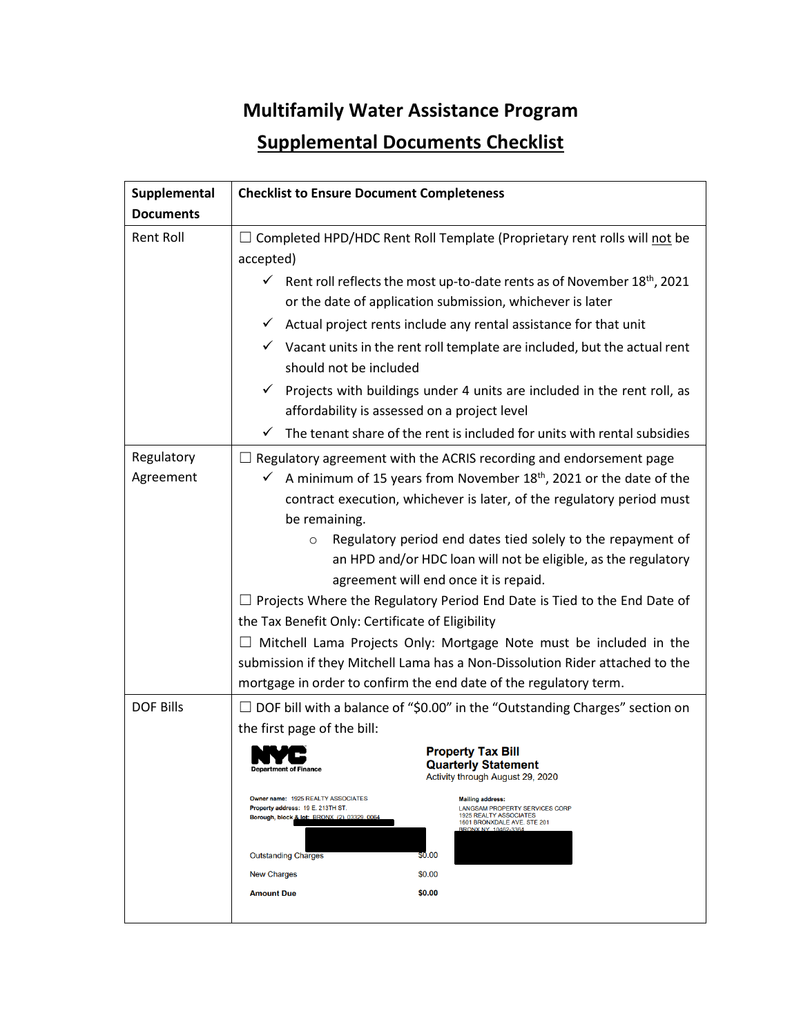# Multifamily Water Assistance Program

## Supplemental Documents Checklist

| Supplemental Documents | Checklist to Ensure Document Completeness |
|---|---|
| Rent Roll | ☐ Completed HPD/HDC Rent Roll Template (Proprietary rent rolls will not be accepted)<br>✓ Rent roll reflects the most up-to-date rents as of November 18th, 2021 or the date of application submission, whichever is later<br>✓ Actual project rents include any rental assistance for that unit<br>✓ Vacant units in the rent roll template are included, but the actual rent should not be included<br>✓ Projects with buildings under 4 units are included in the rent roll, as affordability is assessed on a project level<br>✓ The tenant share of the rent is included for units with rental subsidies |
| Regulatory Agreement | ☐ Regulatory agreement with the ACRIS recording and endorsement page<br>✓ A minimum of 15 years from November 18th, 2021 or the date of the contract execution, whichever is later, of the regulatory period must be remaining.<br>○ Regulatory period end dates tied solely to the repayment of an HPD and/or HDC loan will not be eligible, as the regulatory agreement will end once it is repaid.<br>☐ Projects Where the Regulatory Period End Date is Tied to the End Date of the Tax Benefit Only: Certificate of Eligibility<br>☐ Mitchell Lama Projects Only: Mortgage Note must be included in the submission if they Mitchell Lama has a Non-Dissolution Rider attached to the mortgage in order to confirm the end date of the regulatory term. |
| DOF Bills | ☐ DOF bill with a balance of "$0.00" in the "Outstanding Charges" section on the first page of the bill:<br>NYC Department of Finance — Property Tax Bill Quarterly Statement — Activity through August 29, 2020<br>Owner name: 1925 REALTY ASSOCIATES<br>Property address: 10 E. 213TH ST.<br>Borough, block & lot: BRONX (2) 03329 0064<br>Mailing address: LANGSAM PROPERTY SERVICES CORP, 1925 REALTY ASSOCIATES, 1601 BRONXDALE AVE. STE 201, BRONX NY 10462-3364<br>Outstanding Charges $0.00<br>New Charges $0.00<br>**Amount Due** **$0.00** |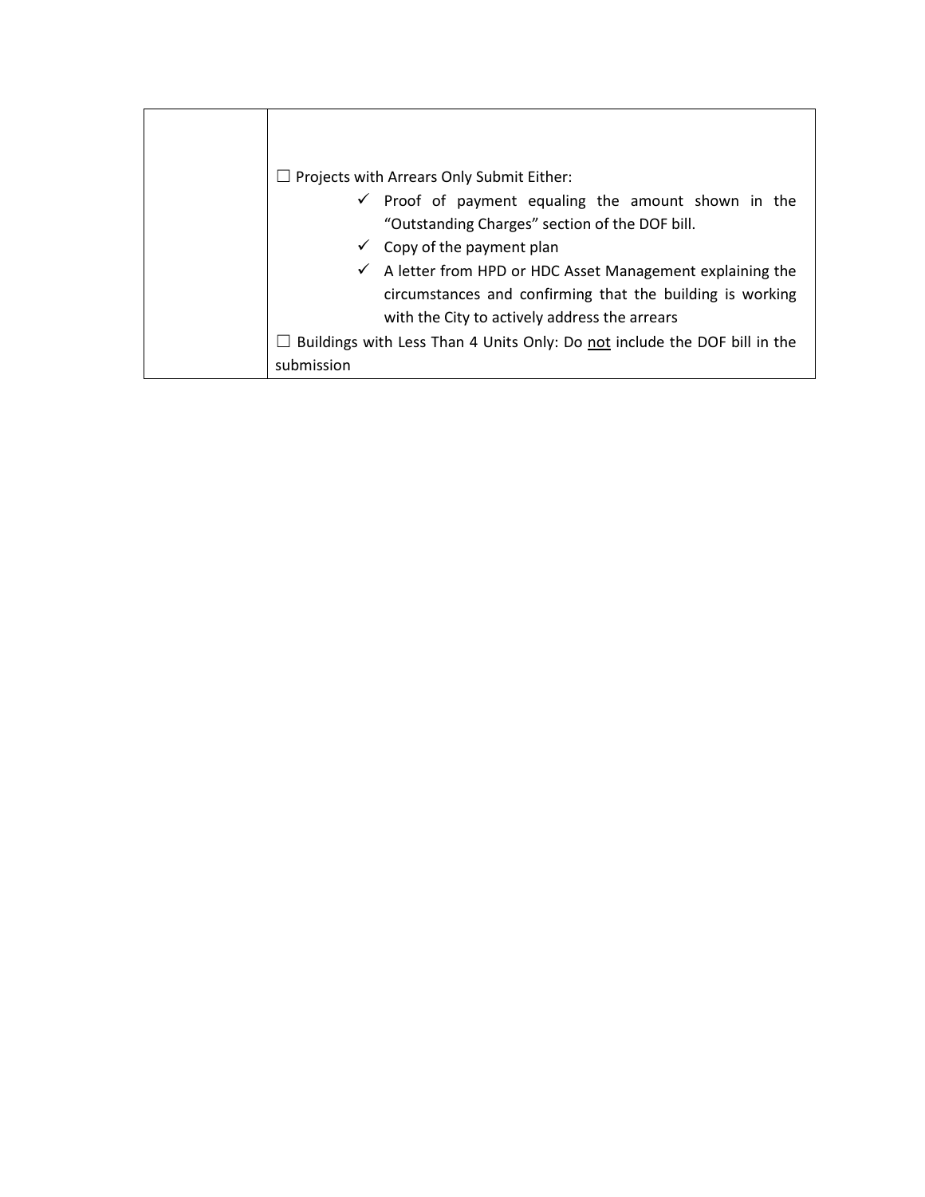| | |
|---|---|
| | ☐ Projects with Arrears Only Submit Either:<br>✓ Proof of payment equaling the amount shown in the "Outstanding Charges" section of the DOF bill.<br>✓ Copy of the payment plan<br>✓ A letter from HPD or HDC Asset Management explaining the circumstances and confirming that the building is working with the City to actively address the arrears<br>☐ Buildings with Less Than 4 Units Only: Do <u>not</u> include the DOF bill in the submission |